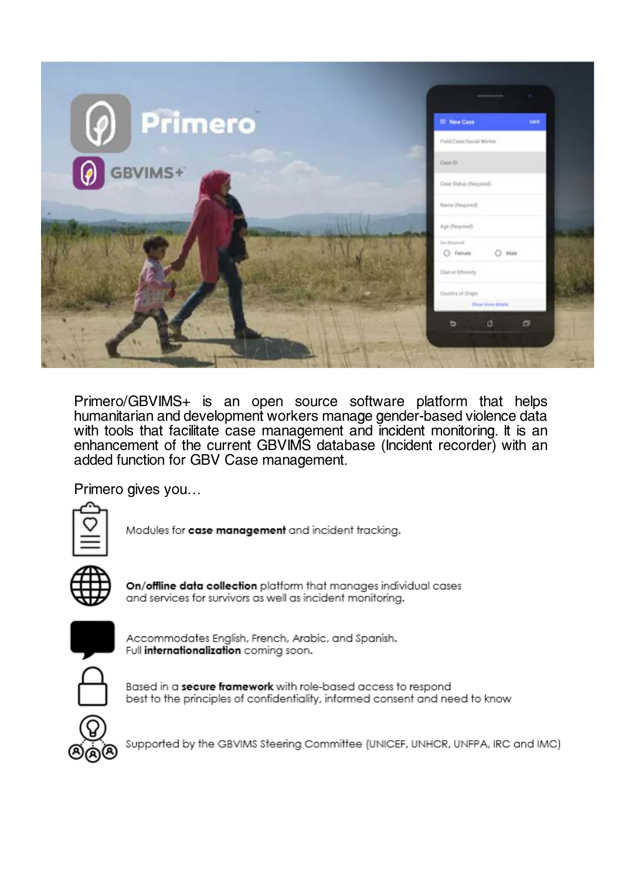Primero/GBVIMS+ is an open source software platform that helps humanitarian and development workers manage gender-based violence data with tools that facilitate case management and incident monitoring. It is an enhancement of the current GBVIMS database (Incident recorder) with an added function for GBV Case management.

Primero gives you…

- Modules for **case management** and incident tracking.
- **On/offline data collection** platform that manages individual cases and services for survivors as well as incident monitoring.
- Accommodates English, French, Arabic, and Spanish. Full **internationalization** coming soon.
- Based in a **secure framework** with role-based access to respond best to the principles of confidentiality, informed consent and need to know
- Supported by the GBVIMS Steering Committee (UNICEF, UNHCR, UNFPA, IRC and IMC)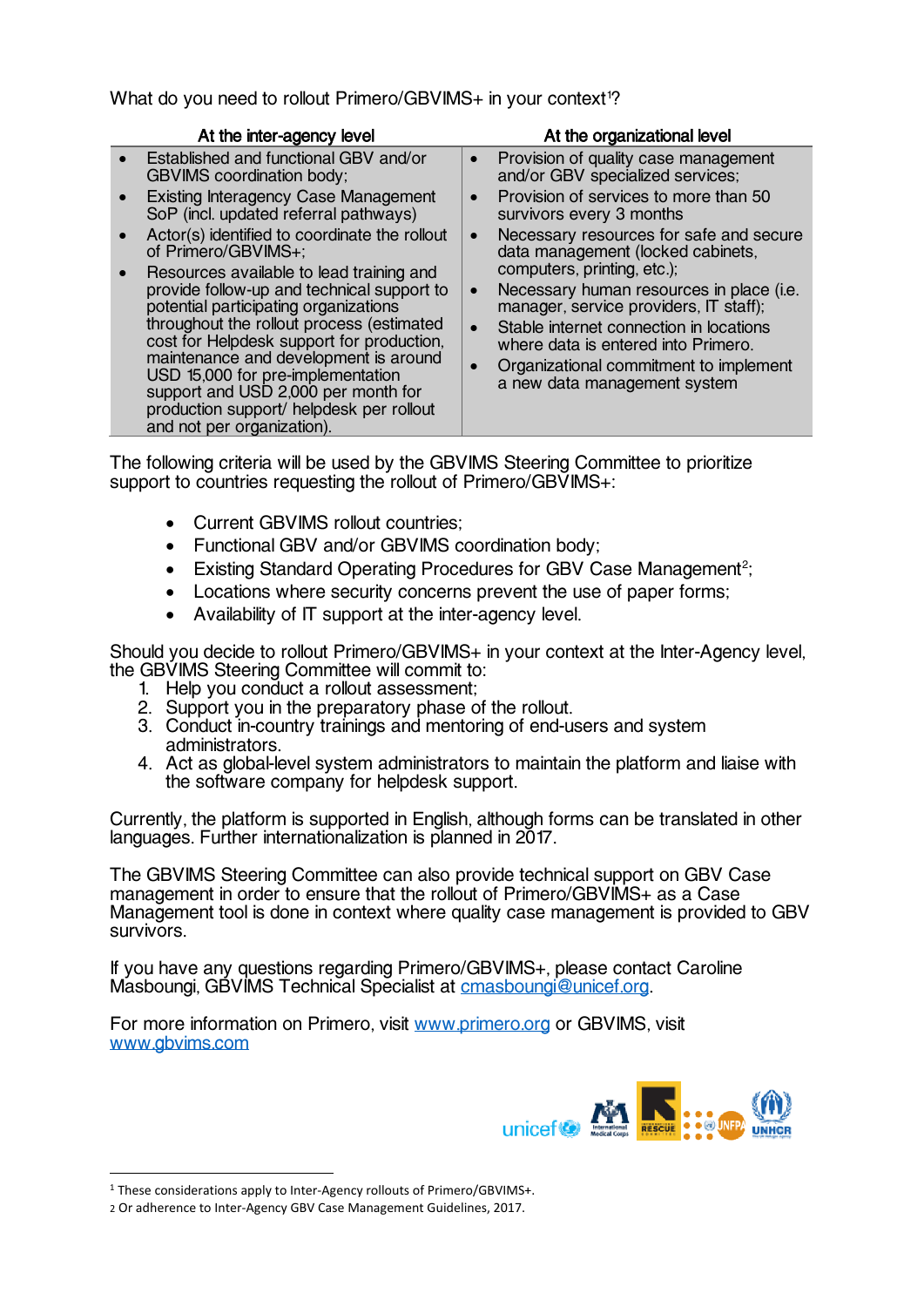What do you need to rollout Primero/GBVIMS+ in your context[1]?

| At the inter-agency level | At the organizational level |
|---|---|
| • Established and functional GBV and/or GBVIMS coordination body;<br>• Existing Interagency Case Management SoP (incl. updated referral pathways)<br>• Actor(s) identified to coordinate the rollout of Primero/GBVIMS+;<br>• Resources available to lead training and provide follow-up and technical support to potential participating organizations throughout the rollout process (estimated cost for Helpdesk support for production, maintenance and development is around USD 15,000 for pre-implementation support and USD 2,000 per month for production support/ helpdesk per rollout and not per organization). | • Provision of quality case management and/or GBV specialized services;<br>• Provision of services to more than 50 survivors every 3 months<br>• Necessary resources for safe and secure data management (locked cabinets, computers, printing, etc.);<br>• Necessary human resources in place (i.e. manager, service providers, IT staff);<br>• Stable internet connection in locations where data is entered into Primero.<br>• Organizational commitment to implement a new data management system |

The following criteria will be used by the GBVIMS Steering Committee to prioritize support to countries requesting the rollout of Primero/GBVIMS+:

- Current GBVIMS rollout countries;
- Functional GBV and/or GBVIMS coordination body;
- Existing Standard Operating Procedures for GBV Case Management[2];
- Locations where security concerns prevent the use of paper forms;
- Availability of IT support at the inter-agency level.

Should you decide to rollout Primero/GBVIMS+ in your context at the Inter-Agency level, the GBVIMS Steering Committee will commit to:

1. Help you conduct a rollout assessment;
2. Support you in the preparatory phase of the rollout.
3. Conduct in-country trainings and mentoring of end-users and system administrators.
4. Act as global-level system administrators to maintain the platform and liaise with the software company for helpdesk support.

Currently, the platform is supported in English, although forms can be translated in other languages. Further internationalization is planned in 2017.

The GBVIMS Steering Committee can also provide technical support on GBV Case management in order to ensure that the rollout of Primero/GBVIMS+ as a Case Management tool is done in context where quality case management is provided to GBV survivors.

If you have any questions regarding Primero/GBVIMS+, please contact Caroline Masboungi, GBVIMS Technical Specialist at cmasboungi@unicef.org.

For more information on Primero, visit www.primero.org or GBVIMS, visit www.gbvims.com

unicef International Medical Corps RESCUE UNFPA UNHCR

[1] These considerations apply to Inter-Agency rollouts of Primero/GBVIMS+.

[2] Or adherence to Inter-Agency GBV Case Management Guidelines, 2017.